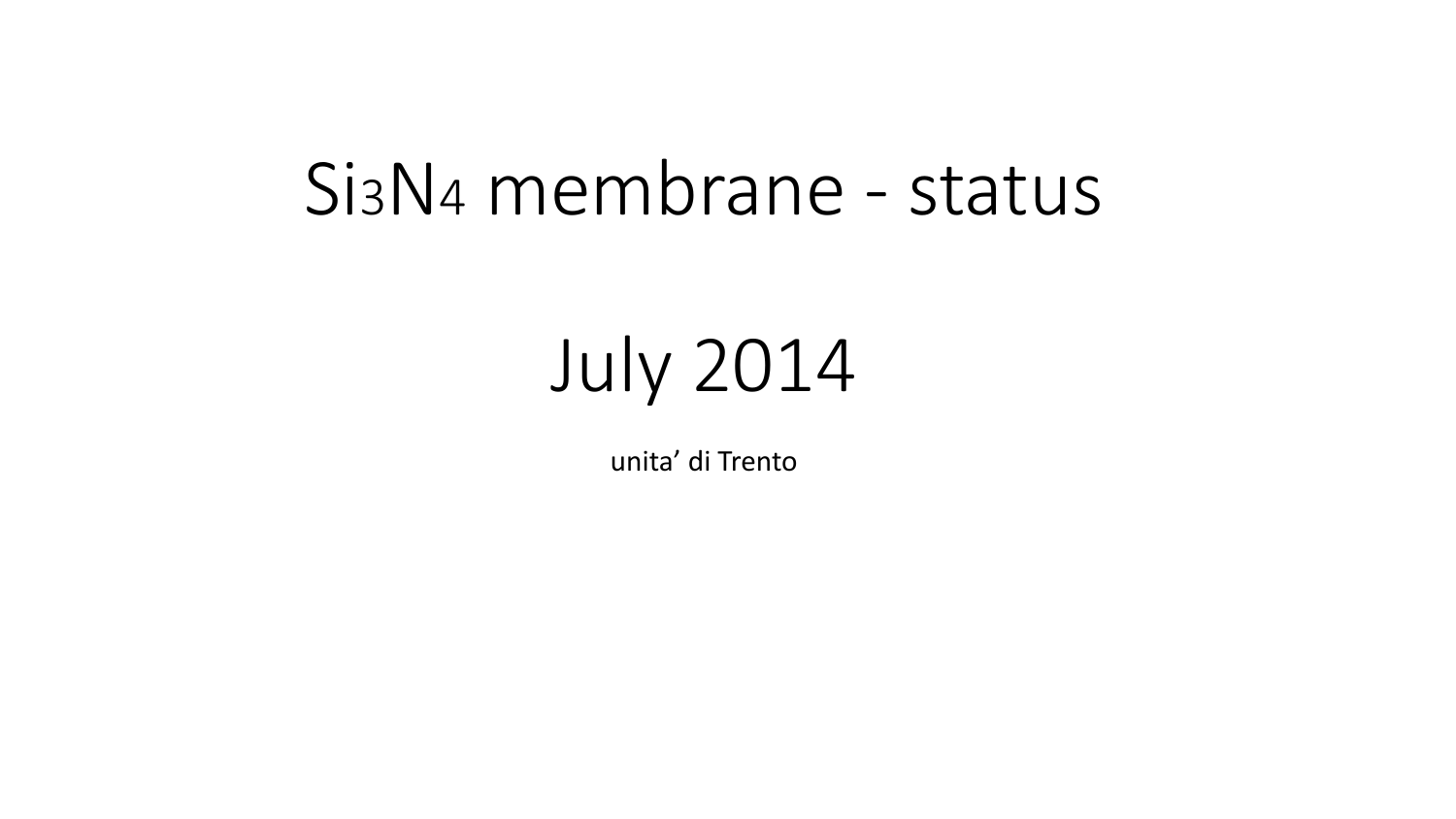# $Si_3N_4$ membrane - status

# July 2014

unita’ di Trento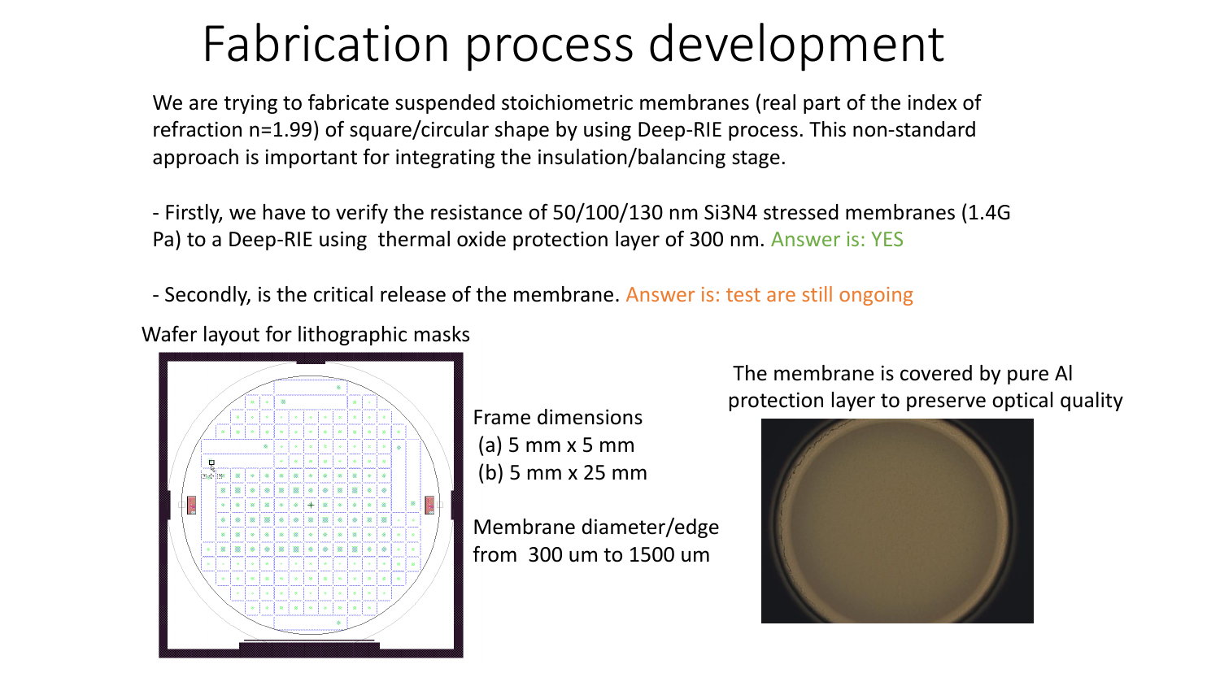# Fabrication process development

We are trying to fabricate suspended stoichiometric membranes (real part of the index of refraction n=1.99) of square/circular shape by using Deep-RIE process. This non-standard approach is important for integrating the insulation/balancing stage.

- Firstly, we have to verify the resistance of 50/100/130 nm $Si_3N_4$ stressed membranes (1.4G Pa) to a Deep-RIE using thermal oxide protection layer of 300 nm. Answer is: YES

- Secondly, is the critical release of the membrane. Answer is: test are still ongoing

Wafer layout for lithographic masks

Frame dimensions
(a) 5 mm x 5 mm
(b) 5 mm x 25 mm

Membrane diameter/edge from 300 um to 1500 um

The membrane is covered by pure Al protection layer to preserve optical quality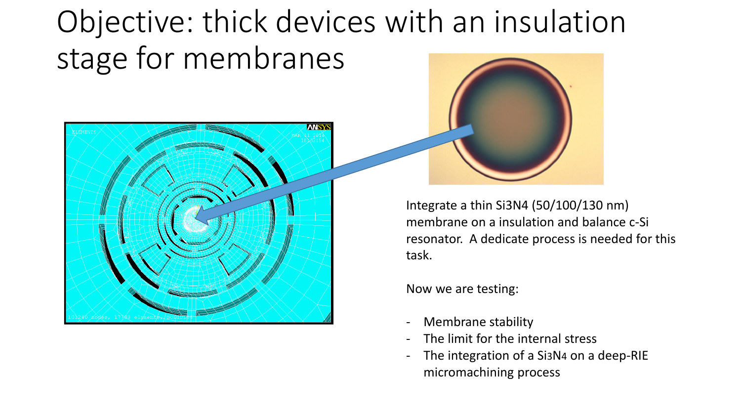# Objective: thick devices with an insulation stage for membranes

Integrate a thin $Si_3N_4$ (50/100/130 nm) membrane on a insulation and balance c-Si resonator. A dedicate process is needed for this task.

Now we are testing:

- Membrane stability
- The limit for the internal stress
- The integration of a $Si_3N_4$ on a deep-RIE micromachining process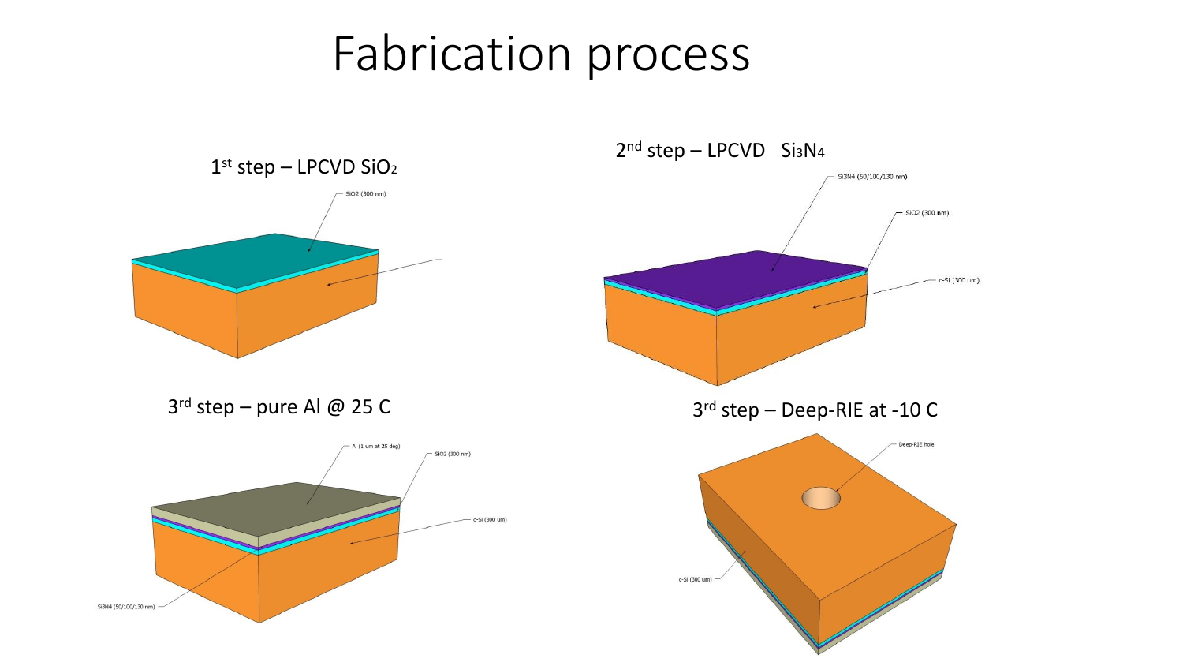# Fabrication process

1st step – LPCVD $SiO_2$

SiO2 (300 nm)

2nd step – LPCVD $Si_3N_4$

Si3N4 (50/100/130 nm)

SiO2 (300 nm)

c-Si (300 um)

3rd step – pure Al @ 25 C

Al (1 um at 25 deg)

SiO2 (300 nm)

c-Si (300 um)

Si3N4 (50/100/130 nm)

3rd step – Deep-RIE at -10 C

Deep-RIE hole

c-Si (300 um)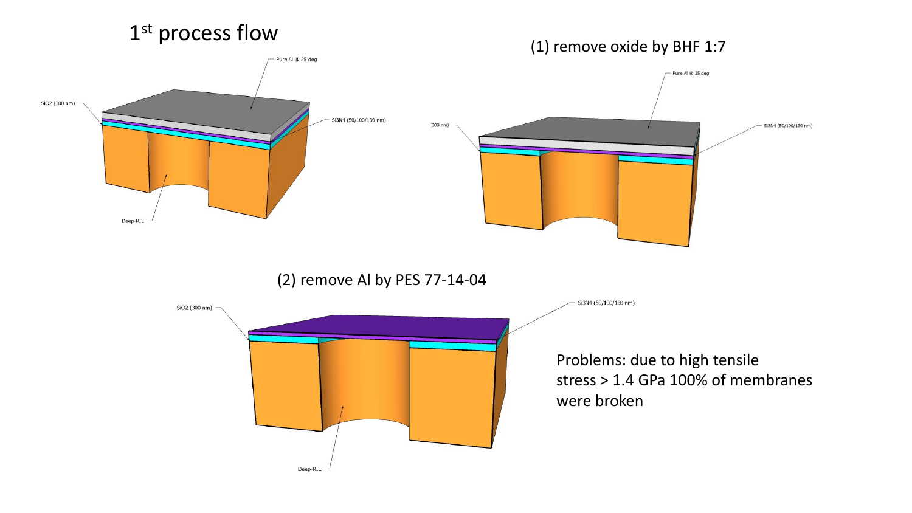# 1st process flow

Pure Al @ 25 deg

$SiO_2$ (300 nm)

$Si_3N_4$ (50/100/130 nm)

Deep-RIE

(1) remove oxide by BHF 1:7

Pure Al @ 25 deg

300 nm)

$Si_3N_4$ (50/100/130 nm)

(2) remove Al by PES 77-14-04

$SiO_2$ (300 nm)

$Si_3N_4$ (50/100/130 nm)

Deep-RIE

Problems: due to high tensile stress > 1.4 GPa 100% of membranes were broken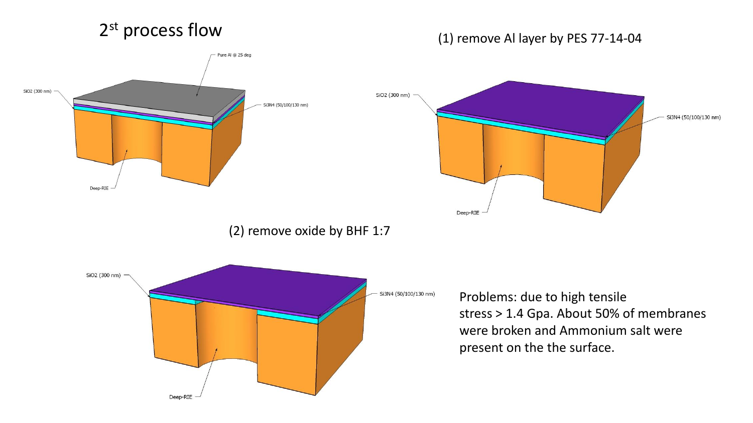# 2nd process flow

Pure Al @ 25 deg

SiO2 (300 nm)

Si3N4 (50/100/130 nm)

Deep-RIE

(1) remove Al layer by PES 77-14-04

SiO2 (300 nm)

Si3N4 (50/100/130 nm)

Deep-RIE

(2) remove oxide by BHF 1:7

SiO2 (300 nm)

Si3N4 (50/100/130 nm)

Deep-RIE

Problems: due to high tensile stress > 1.4 Gpa. About 50% of membranes were broken and Ammonium salt were present on the the surface.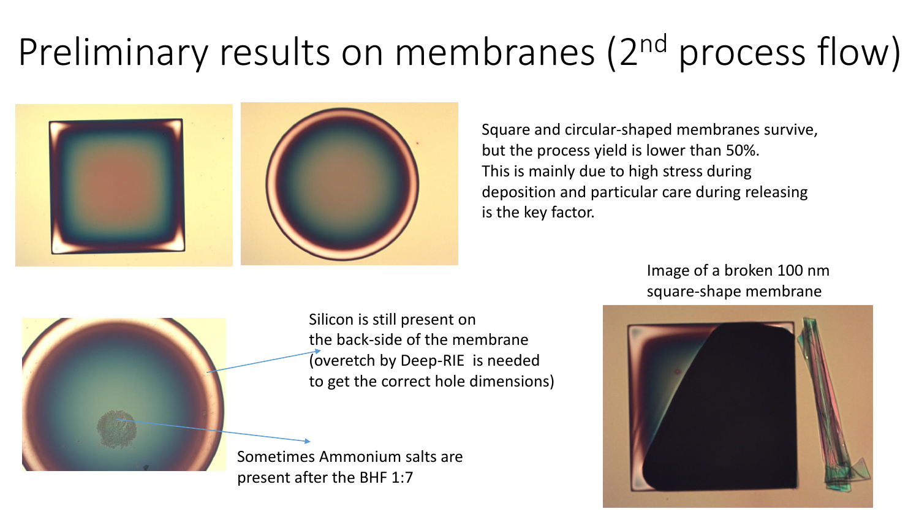# Preliminary results on membranes (2nd process flow)

Square and circular-shaped membranes survive, but the process yield is lower than 50%. This is mainly due to high stress during deposition and particular care during releasing is the key factor.

Silicon is still present on the back-side of the membrane (overetch by Deep-RIE is needed to get the correct hole dimensions)

Sometimes Ammonium salts are present after the BHF 1:7

Image of a broken 100 nm square-shape membrane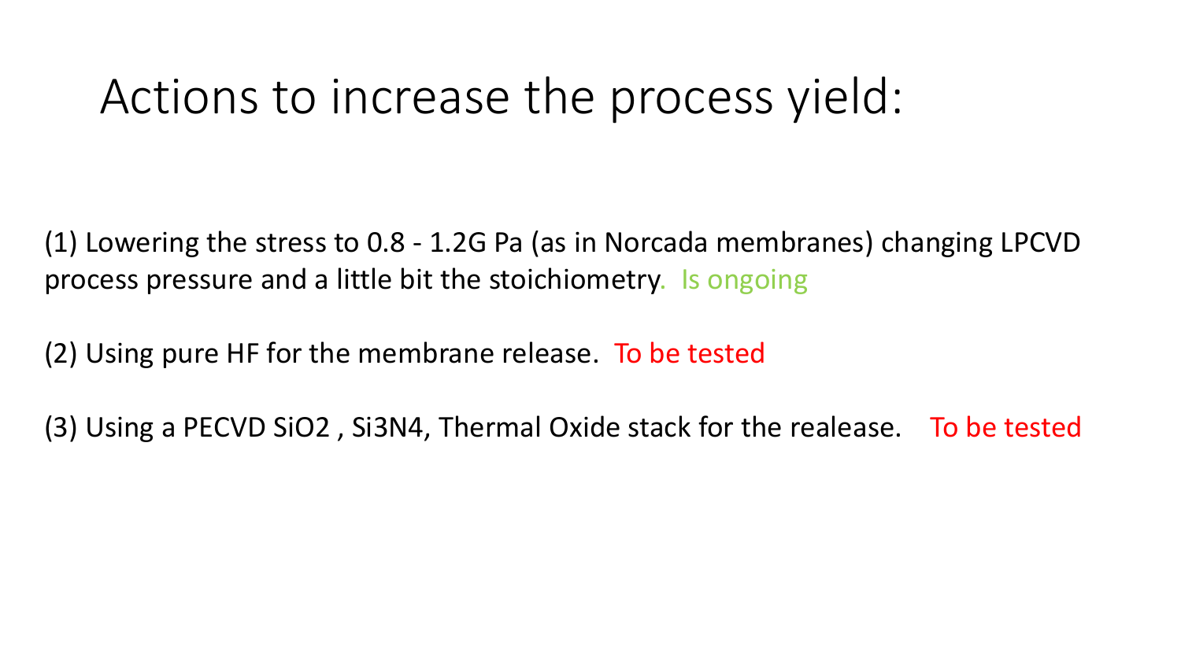# Actions to increase the process yield:

(1) Lowering the stress to 0.8 - 1.2G Pa (as in Norcada membranes) changing LPCVD process pressure and a little bit the stoichiometry. Is ongoing

(2) Using pure HF for the membrane release. To be tested

(3) Using a PECVD $SiO_2$ , $Si_3N_4$, Thermal Oxide stack for the realease. To be tested